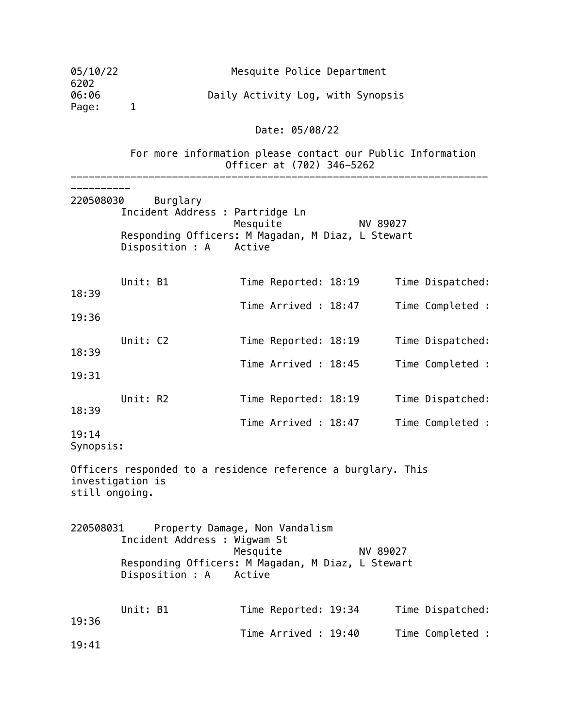05/10/22 Mesquite Police Department
6202
06:06 Daily Activity Log, with Synopsis

Date: 05/08/22

For more information please contact our Public Information Officer at (702) 346-5262

---

**220508030** Burglary

Incident Address : Partridge Ln
Mesquite NV 89027
Responding Officers: M Magadan, M Diaz, L Stewart
Disposition : A Active

| Unit | Time Reported | Time Dispatched | Time Arrived | Time Completed |
|---|---|---|---|---|
| B1 | 18:19 | 18:39 | 18:47 | 19:36 |
| C2 | 18:19 | 18:39 | 18:45 | 19:31 |
| R2 | 18:19 | 18:39 | 18:47 | 19:14 |

Synopsis:

Officers responded to a residence reference a burglary. This investigation is still ongoing.

**220508031** Property Damage, Non Vandalism

Incident Address : Wigwam St
Mesquite NV 89027
Responding Officers: M Magadan, M Diaz, L Stewart
Disposition : A Active

| Unit | Time Reported | Time Dispatched | Time Arrived | Time Completed |
|---|---|---|---|---|
| B1 | 19:34 | 19:36 | 19:40 | 19:41 |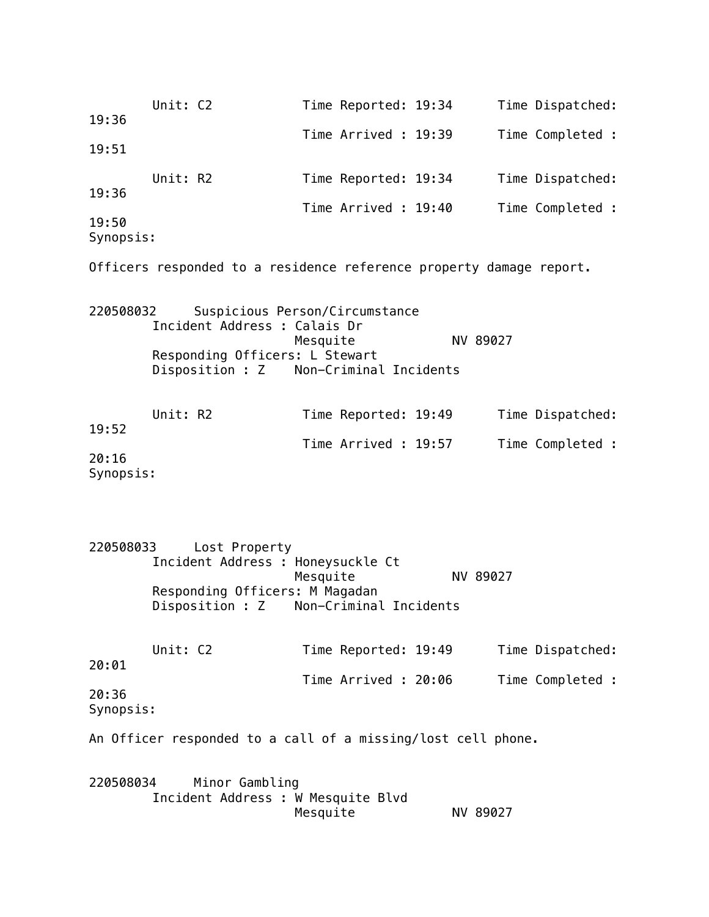Unit: C2    Time Reported: 19:34    Time Dispatched: 19:36
Time Arrived : 19:39    Time Completed : 19:51

Unit: R2    Time Reported: 19:34    Time Dispatched: 19:36
Time Arrived : 19:40    Time Completed : 19:50

Synopsis:

Officers responded to a residence reference property damage report.

220508032    Suspicious Person/Circumstance

Incident Address : Calais Dr
Mesquite    NV 89027

Responding Officers: L Stewart

Disposition : Z    Non-Criminal Incidents

Unit: R2    Time Reported: 19:49    Time Dispatched: 19:52
Time Arrived : 19:57    Time Completed : 20:16

Synopsis:

220508033    Lost Property

Incident Address : Honeysuckle Ct
Mesquite    NV 89027

Responding Officers: M Magadan

Disposition : Z    Non-Criminal Incidents

Unit: C2    Time Reported: 19:49    Time Dispatched: 20:01
Time Arrived : 20:06    Time Completed : 20:36

Synopsis:

An Officer responded to a call of a missing/lost cell phone.

220508034    Minor Gambling

Incident Address : W Mesquite Blvd
Mesquite    NV 89027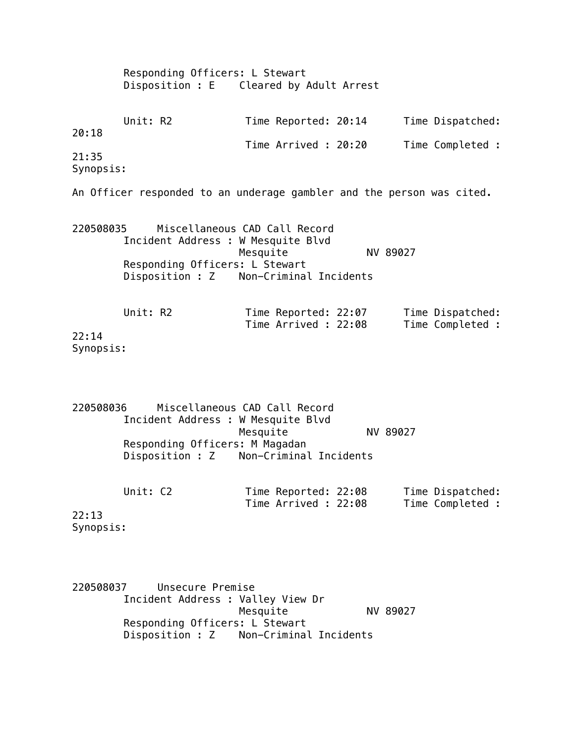Responding Officers: L Stewart
Disposition : E    Cleared by Adult Arrest

Unit: R2    Time Reported: 20:14    Time Dispatched: 20:18
Time Arrived : 20:20    Time Completed : 21:35

Synopsis:

An Officer responded to an underage gambler and the person was cited.

220508035    Miscellaneous CAD Call Record
Incident Address : W Mesquite Blvd
Mesquite    NV 89027
Responding Officers: L Stewart
Disposition : Z    Non-Criminal Incidents

Unit: R2    Time Reported: 22:07    Time Dispatched:
Time Arrived : 22:08    Time Completed : 22:14

Synopsis:

220508036    Miscellaneous CAD Call Record
Incident Address : W Mesquite Blvd
Mesquite    NV 89027
Responding Officers: M Magadan
Disposition : Z    Non-Criminal Incidents

Unit: C2    Time Reported: 22:08    Time Dispatched:
Time Arrived : 22:08    Time Completed : 22:13

Synopsis:

220508037    Unsecure Premise
Incident Address : Valley View Dr
Mesquite    NV 89027
Responding Officers: L Stewart
Disposition : Z    Non-Criminal Incidents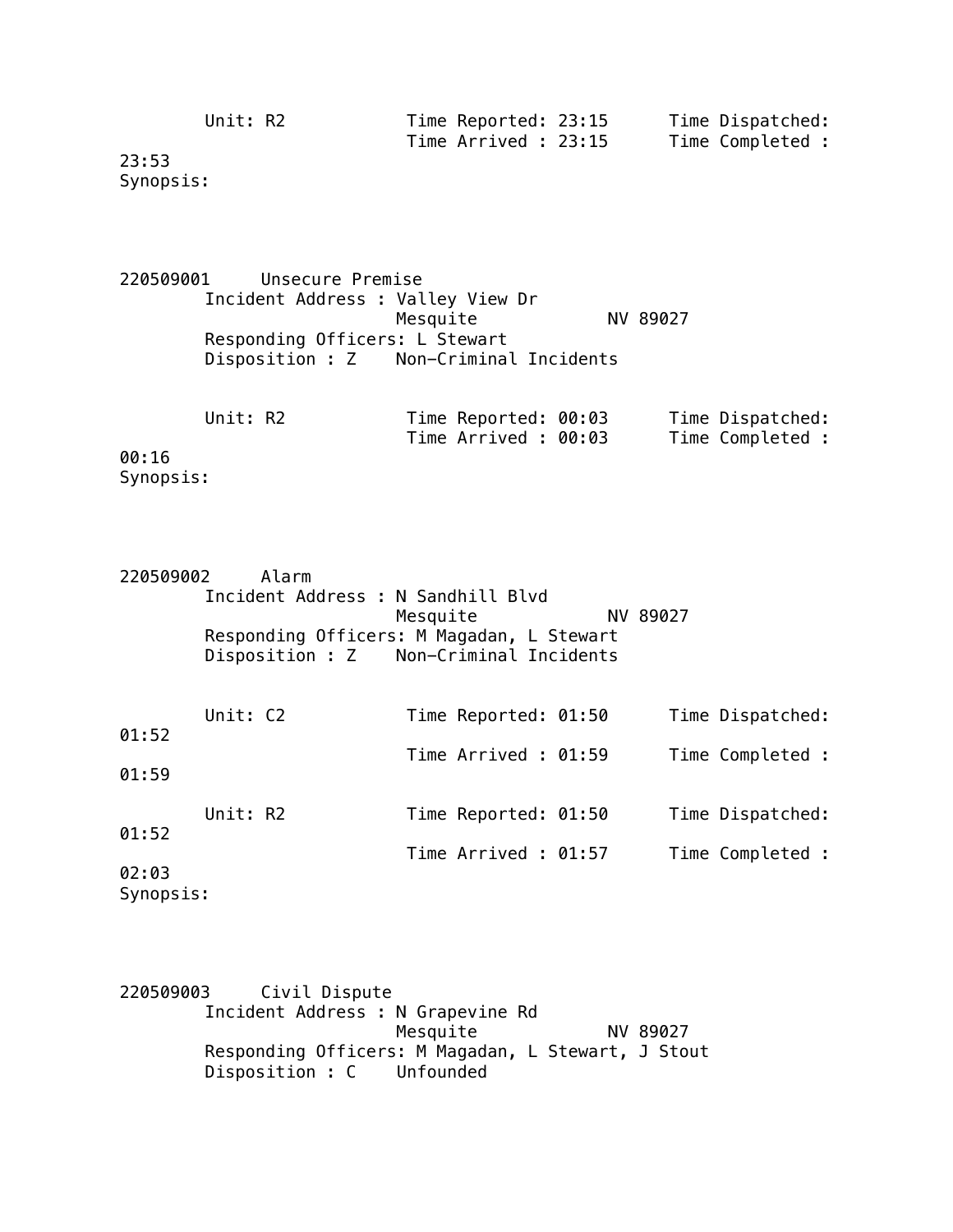Unit: R2 Time Reported: 23:15 Time Dispatched:
Time Arrived : 23:15 Time Completed :
23:53
Synopsis:

220509001 Unsecure Premise
Incident Address : Valley View Dr
Mesquite NV 89027
Responding Officers: L Stewart
Disposition : Z Non-Criminal Incidents

Unit: R2 Time Reported: 00:03 Time Dispatched:
Time Arrived : 00:03 Time Completed :
00:16
Synopsis:

220509002 Alarm
Incident Address : N Sandhill Blvd
Mesquite NV 89027
Responding Officers: M Magadan, L Stewart
Disposition : Z Non-Criminal Incidents

Unit: C2 Time Reported: 01:50 Time Dispatched:
01:52
Time Arrived : 01:59 Time Completed :
01:59

Unit: R2 Time Reported: 01:50 Time Dispatched:
01:52
Time Arrived : 01:57 Time Completed :
02:03
Synopsis:

220509003 Civil Dispute
Incident Address : N Grapevine Rd
Mesquite NV 89027
Responding Officers: M Magadan, L Stewart, J Stout
Disposition : C Unfounded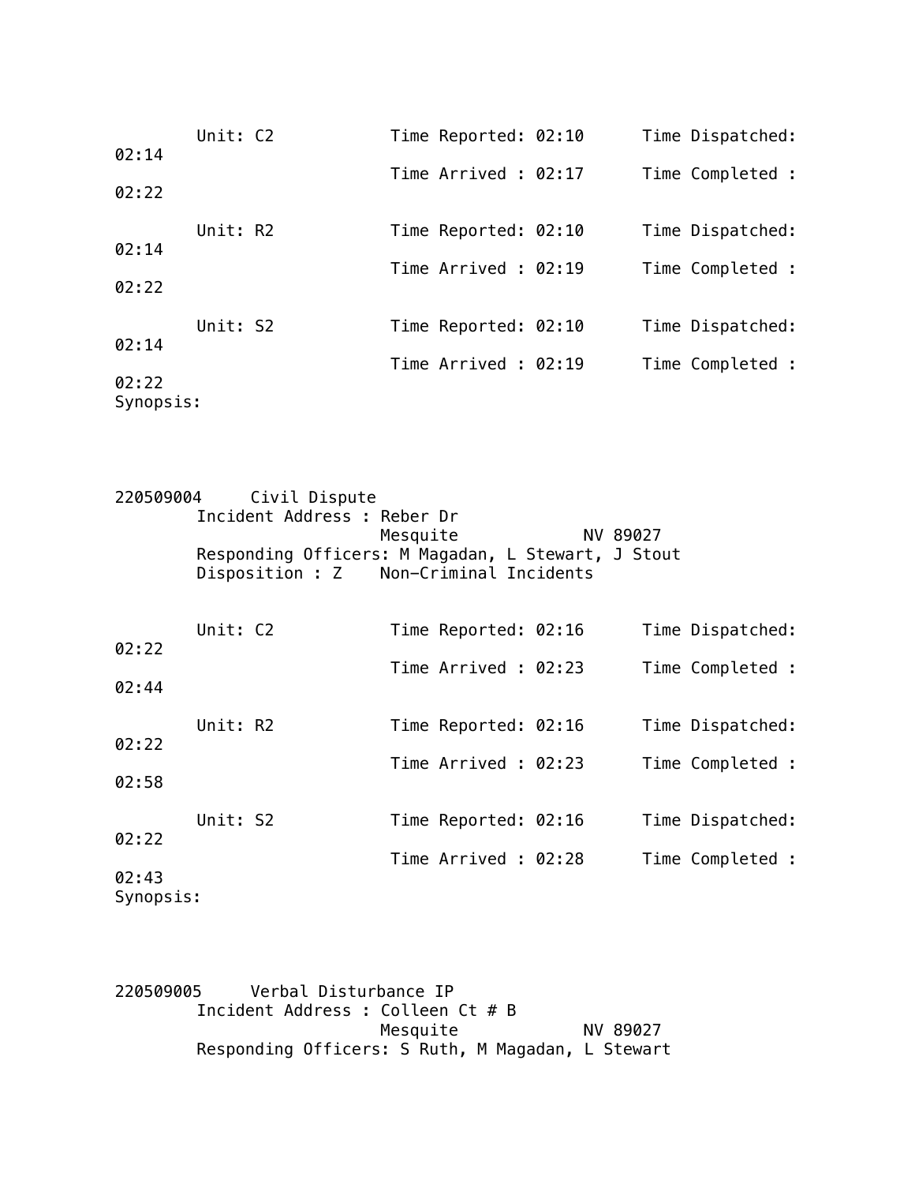Unit: C2 Time Reported: 02:10 Time Dispatched: 02:14
Time Arrived : 02:17 Time Completed : 02:22

Unit: R2 Time Reported: 02:10 Time Dispatched: 02:14
Time Arrived : 02:19 Time Completed : 02:22

Unit: S2 Time Reported: 02:10 Time Dispatched: 02:14
Time Arrived : 02:19 Time Completed : 02:22

Synopsis:

220509004 Civil Dispute

Incident Address : Reber Dr
Mesquite NV 89027

Responding Officers: M Magadan, L Stewart, J Stout

Disposition : Z Non-Criminal Incidents

Unit: C2 Time Reported: 02:16 Time Dispatched: 02:22
Time Arrived : 02:23 Time Completed : 02:44

Unit: R2 Time Reported: 02:16 Time Dispatched: 02:22
Time Arrived : 02:23 Time Completed : 02:58

Unit: S2 Time Reported: 02:16 Time Dispatched: 02:22
Time Arrived : 02:28 Time Completed : 02:43

Synopsis:

220509005 Verbal Disturbance IP

Incident Address : Colleen Ct # B
Mesquite NV 89027

Responding Officers: S Ruth, M Magadan, L Stewart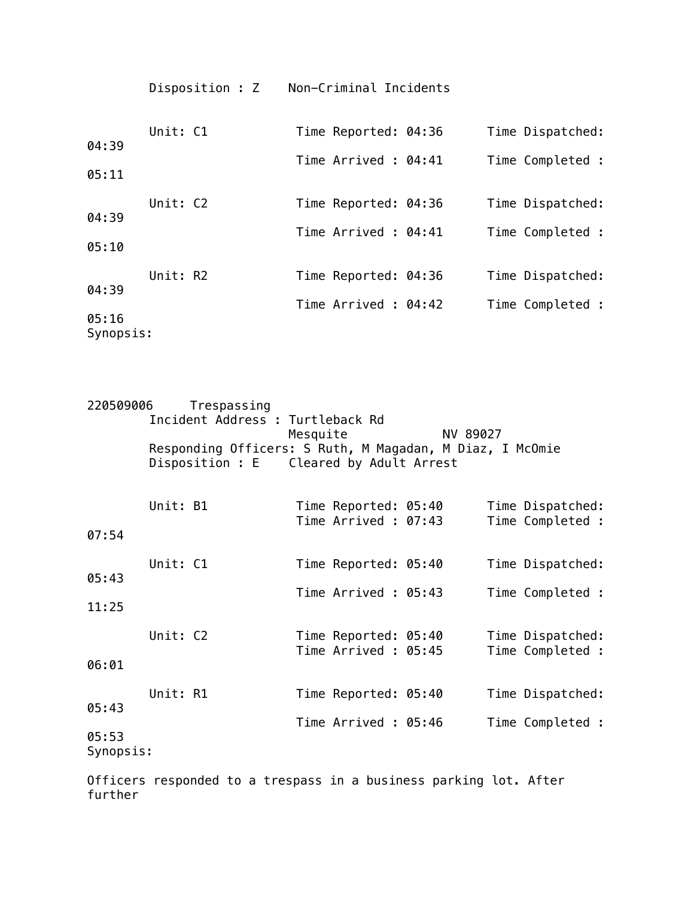Disposition : Z    Non-Criminal Incidents

Unit: C1    Time Reported: 04:36    Time Dispatched: 04:39
Time Arrived : 04:41    Time Completed : 05:11

Unit: C2    Time Reported: 04:36    Time Dispatched: 04:39
Time Arrived : 04:41    Time Completed : 05:10

Unit: R2    Time Reported: 04:36    Time Dispatched: 04:39
Time Arrived : 04:42    Time Completed : 05:16

Synopsis:

220509006    Trespassing

Incident Address : Turtleback Rd
Mesquite    NV 89027

Responding Officers: S Ruth, M Magadan, M Diaz, I McOmie

Disposition : E    Cleared by Adult Arrest

Unit: B1    Time Reported: 05:40    Time Dispatched:
Time Arrived : 07:43    Time Completed : 07:54

Unit: C1    Time Reported: 05:40    Time Dispatched: 05:43
Time Arrived : 05:43    Time Completed : 11:25

Unit: C2    Time Reported: 05:40    Time Dispatched:
Time Arrived : 05:45    Time Completed : 06:01

Unit: R1    Time Reported: 05:40    Time Dispatched: 05:43
Time Arrived : 05:46    Time Completed : 05:53

Synopsis:

Officers responded to a trespass in a business parking lot. After further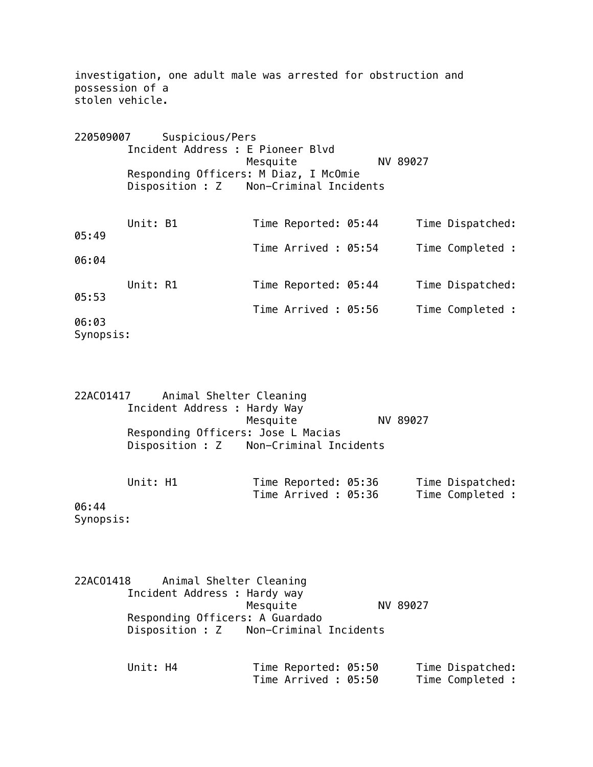investigation, one adult male was arrested for obstruction and possession of a
stolen vehicle.

220509007 Suspicious/Pers
Incident Address : E Pioneer Blvd
Mesquite NV 89027
Responding Officers: M Diaz, I McOmie
Disposition : Z Non-Criminal Incidents

Unit: B1 Time Reported: 05:44 Time Dispatched: 05:49
Time Arrived : 05:54 Time Completed : 06:04

Unit: R1 Time Reported: 05:44 Time Dispatched: 05:53
Time Arrived : 05:56 Time Completed : 06:03

Synopsis:

22ACO1417 Animal Shelter Cleaning
Incident Address : Hardy Way
Mesquite NV 89027
Responding Officers: Jose L Macias
Disposition : Z Non-Criminal Incidents

Unit: H1 Time Reported: 05:36 Time Dispatched:
Time Arrived : 05:36 Time Completed : 06:44

Synopsis:

22ACO1418 Animal Shelter Cleaning
Incident Address : Hardy way
Mesquite NV 89027
Responding Officers: A Guardado
Disposition : Z Non-Criminal Incidents

Unit: H4 Time Reported: 05:50 Time Dispatched:
Time Arrived : 05:50 Time Completed :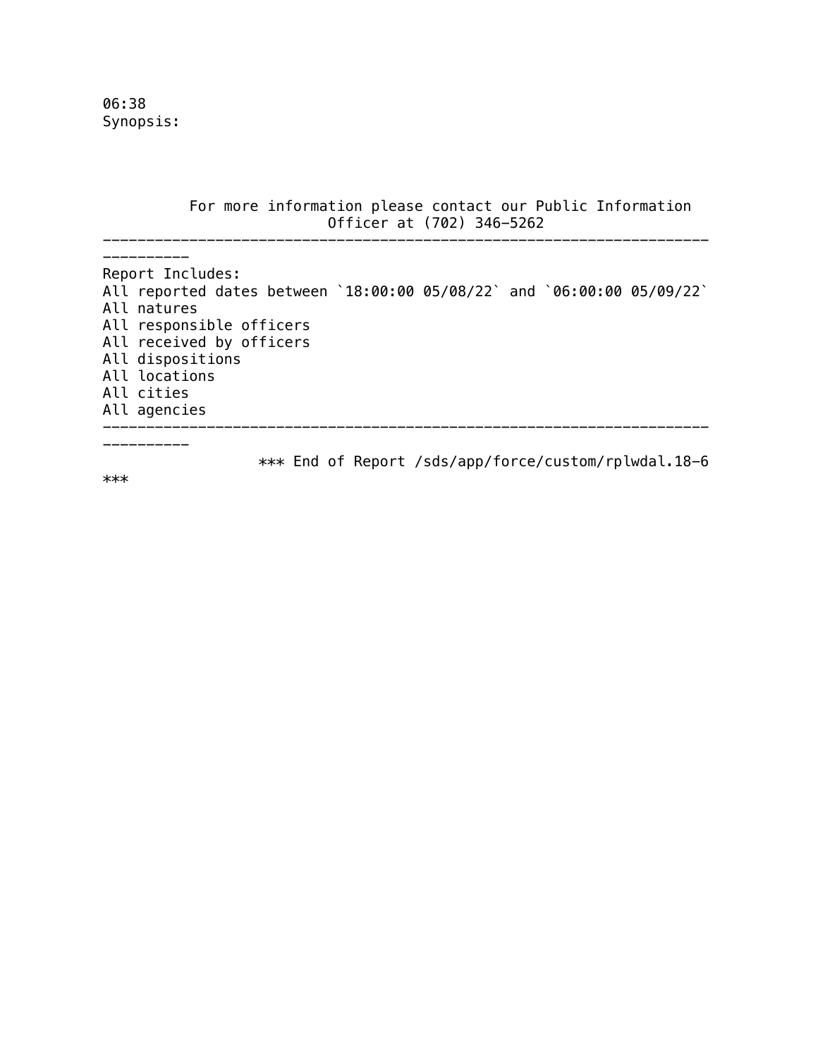06:38
Synopsis:

For more information please contact our Public Information Officer at (702) 346-5262

---

Report Includes:
All reported dates between `18:00:00 05/08/22` and `06:00:00 05/09/22`
All natures
All responsible officers
All received by officers
All dispositions
All locations
All cities
All agencies

---

*** End of Report /sds/app/force/custom/rplwdal.18-6 ***